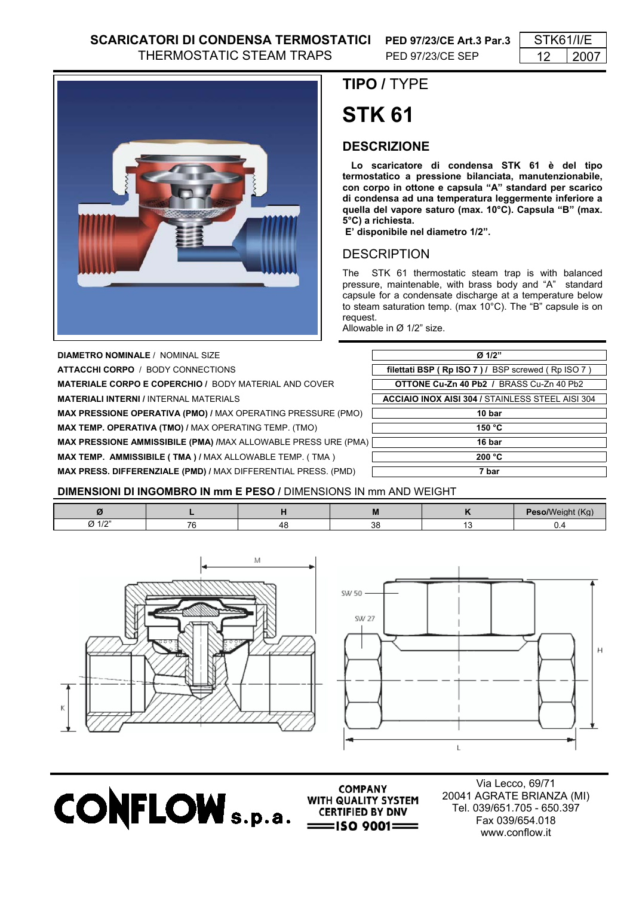# SCARICATORI DI CONDENSA TERMOSTATICI
THERMOSTATIC STEAM TRAPS

**PED 97/23/CE Art.3 Par.3**
PED 97/23/CE SEP

| STK61/I/E | |
|---|---|
| 12 | 2007 |

## TIPO / TYPE

# STK 61

## DESCRIZIONE

**Lo scaricatore di condensa STK 61 è del tipo termostatico a pressione bilanciata, manutenzionabile, con corpo in ottone e capsula "A" standard per scarico di condensa ad una temperatura leggermente inferiore a quella del vapore saturo (max. 10°C). Capsula "B" (max. 5°C) a richiesta.**
**E' disponibile nel diametro 1/2".**

## DESCRIPTION

The STK 61 thermostatic steam trap is with balanced pressure, maintenable, with brass body and "A" standard capsule for a condensate discharge at a temperature below to steam saturation temp. (max 10°C). The "B" capsule is on request.
Allowable in Ø 1/2" size.

| | |
|---|---|
| **DIAMETRO NOMINALE** / NOMINAL SIZE | **Ø 1/2"** |
| **ATTACCHI CORPO** / BODY CONNECTIONS | **filettati BSP ( Rp ISO 7 ) /** BSP screwed ( Rp ISO 7 ) |
| **MATERIALE CORPO E COPERCHIO** / BODY MATERIAL AND COVER | **OTTONE Cu-Zn 40 Pb2** / BRASS Cu-Zn 40 Pb2 |
| **MATERIALI INTERNI** / INTERNAL MATERIALS | **ACCIAIO INOX AISI 304** / STAINLESS STEEL AISI 304 |
| **MAX PRESSIONE OPERATIVA (PMO)** / MAX OPERATING PRESSURE (PMO) | **10 bar** |
| **MAX TEMP. OPERATIVA (TMO)** / MAX OPERATING TEMP. (TMO) | **150 °C** |
| **MAX PRESSIONE AMMISSIBILE (PMA)** /MAX ALLOWABLE PRESS URE (PMA) | **16 bar** |
| **MAX TEMP. AMMISSIBILE ( TMA )** / MAX ALLOWABLE TEMP. ( TMA ) | **200 °C** |
| **MAX PRESS. DIFFERENZIALE (PMD)** / MAX DIFFERENTIAL PRESS. (PMD) | **7 bar** |

## DIMENSIONI DI INGOMBRO IN mm E PESO / DIMENSIONS IN mm AND WEIGHT

| Ø | L | H | M | K | Peso/Weight (Kg) |
|---|---|---|---|---|---|
| Ø 1/2" | 76 | 48 | 38 | 13 | 0.4 |

**CONFLOW s.p.a.**

COMPANY WITH QUALITY SYSTEM CERTIFIED BY DNV
ISO 9001

Via Lecco, 69/71
20041 AGRATE BRIANZA (MI)
Tel. 039/651.705 - 650.397
Fax 039/654.018
www.conflow.it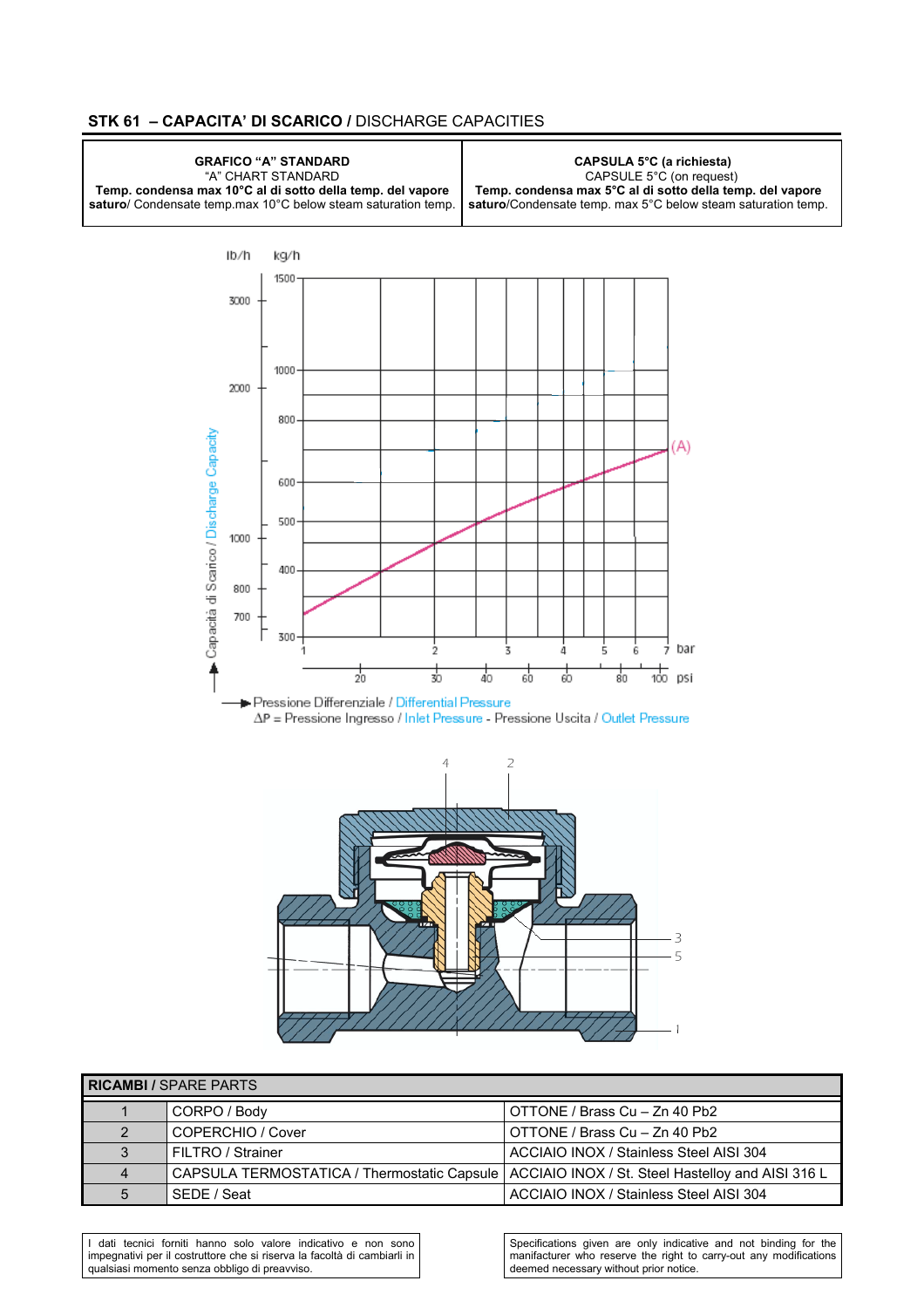## STK 61 – CAPACITA' DI SCARICO / DISCHARGE CAPACITIES

| GRAFICO "A" STANDARD | CAPSULA 5°C (a richiesta) |
|---|---|
| "A" CHART STANDARD | CAPSULE 5°C (on request) |
| **Temp. condensa max 10°C al di sotto della temp. del vapore saturo**/ Condensate temp.max 10°C below steam saturation temp. | **Temp. condensa max 5°C al di sotto della temp. del vapore saturo**/Condensate temp. max 5°C below steam saturation temp. |

lb/h kg/h

1500
3000
1000
2000
800
600
500
1000
400
800
700
300

Capacità di Scarico / Discharge Capacity

(A)

1 2 3 4 5 6 7 bar

20 30 40 60 60 80 100 psi

Pressione Differenziale / Differential Pressure

ΔP = Pressione Ingresso / Inlet Pressure - Pressione Uscita / Outlet Pressure

4 2

3
5
1

| RICAMBI / SPARE PARTS | | |
|---|---|---|
| 1 | CORPO / Body | OTTONE / Brass Cu – Zn 40 Pb2 |
| 2 | COPERCHIO / Cover | OTTONE / Brass Cu – Zn 40 Pb2 |
| 3 | FILTRO / Strainer | ACCIAIO INOX / Stainless Steel AISI 304 |
| 4 | CAPSULA TERMOSTATICA / Thermostatic Capsule | ACCIAIO INOX / St. Steel Hastelloy and AISI 316 L |
| 5 | SEDE / Seat | ACCIAIO INOX / Stainless Steel AISI 304 |

I dati tecnici forniti hanno solo valore indicativo e non sono impegnativi per il costruttore che si riserva la facoltà di cambiarli in qualsiasi momento senza obbligo di preavviso.

Specifications given are only indicative and not binding for the manifacturer who reserve the right to carry-out any modifications deemed necessary without prior notice.